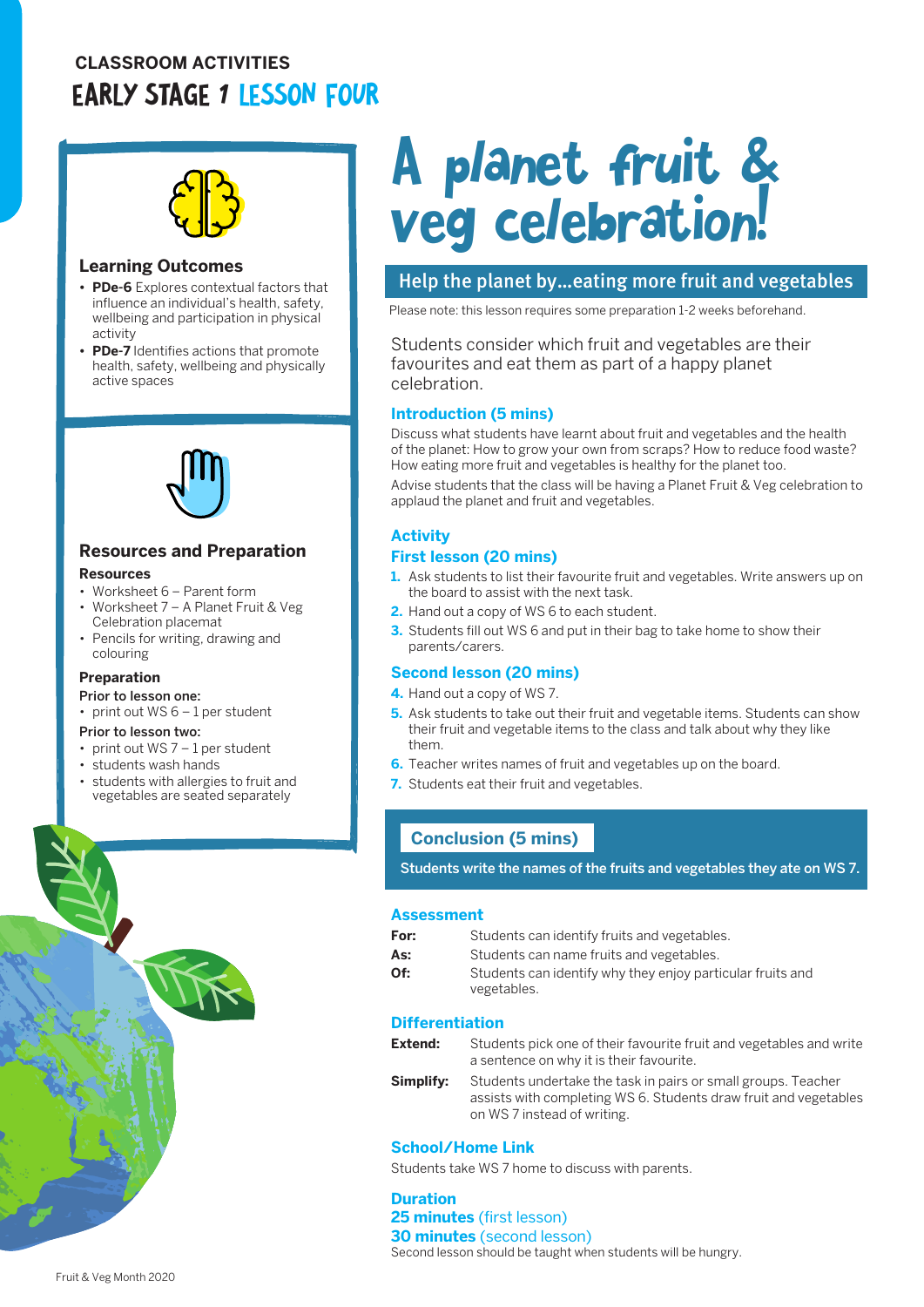**CLASSROOM ACTIVITIES**

# EARLY STAGE 1 LESSON FOUR

## Learning Outcomes

- **PDe-6** Explores contextual factors that influence an individual's health, safety, wellbeing and participation in physical activity
- **PDe-7** Identifies actions that promote health, safety, wellbeing and physically active spaces

## Resources and Preparation

### Resources

- Worksheet 6 – Parent form
- Worksheet 7 – A Planet Fruit & Veg Celebration placemat
- Pencils for writing, drawing and colouring

### Preparation

**Prior to lesson one:**

- print out WS 6 – 1 per student

**Prior to lesson two:**

- print out WS 7 – 1 per student
- students wash hands
- students with allergies to fruit and vegetables are seated separately

# A planet fruit & veg celebration!

## Help the planet by...eating more fruit and vegetables

Please note: this lesson requires some preparation 1-2 weeks beforehand.

Students consider which fruit and vegetables are their favourites and eat them as part of a happy planet celebration.

### Introduction (5 mins)

Discuss what students have learnt about fruit and vegetables and the health of the planet: How to grow your own from scraps? How to reduce food waste? How eating more fruit and vegetables is healthy for the planet too.

Advise students that the class will be having a Planet Fruit & Veg celebration to applaud the planet and fruit and vegetables.

### Activity

### First lesson (20 mins)

1. Ask students to list their favourite fruit and vegetables. Write answers up on the board to assist with the next task.
2. Hand out a copy of WS 6 to each student.
3. Students fill out WS 6 and put in their bag to take home to show their parents/carers.

### Second lesson (20 mins)

4. Hand out a copy of WS 7.
5. Ask students to take out their fruit and vegetable items. Students can show their fruit and vegetable items to the class and talk about why they like them.
6. Teacher writes names of fruit and vegetables up on the board.
7. Students eat their fruit and vegetables.

### Conclusion (5 mins)

Students write the names of the fruits and vegetables they ate on WS 7.

### Assessment

**For:** Students can identify fruits and vegetables.

**As:** Students can name fruits and vegetables.

**Of:** Students can identify why they enjoy particular fruits and vegetables.

### Differentiation

**Extend:** Students pick one of their favourite fruit and vegetables and write a sentence on why it is their favourite.

**Simplify:** Students undertake the task in pairs or small groups. Teacher assists with completing WS 6. Students draw fruit and vegetables on WS 7 instead of writing.

### School/Home Link

Students take WS 7 home to discuss with parents.

### Duration

**25 minutes** (first lesson)

**30 minutes** (second lesson)

Second lesson should be taught when students will be hungry.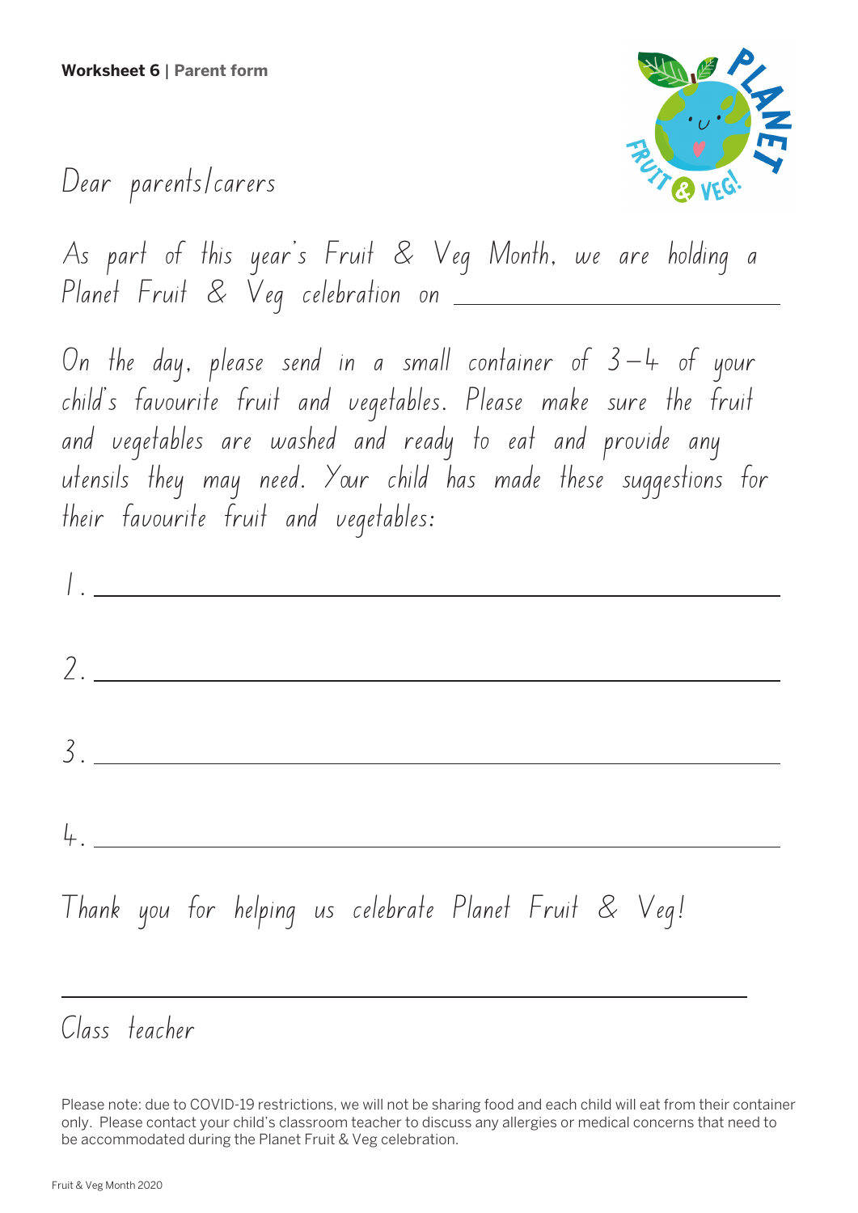**Worksheet 6** | **Parent form**

Dear parents/carers

As part of this year's Fruit & Veg Month, we are holding a Planet Fruit & Veg celebration on \_\_\_\_\_\_\_\_\_\_\_\_\_\_\_\_\_\_\_\_

On the day, please send in a small container of 3–4 of your child's favourite fruit and vegetables. Please make sure the fruit and vegetables are washed and ready to eat and provide any utensils they may need. Your child has made these suggestions for their favourite fruit and vegetables:

1. \_\_\_\_\_\_\_\_\_\_\_\_\_\_\_\_\_\_\_\_\_\_\_\_\_\_\_\_\_\_\_\_\_\_\_\_\_\_\_\_

2. \_\_\_\_\_\_\_\_\_\_\_\_\_\_\_\_\_\_\_\_\_\_\_\_\_\_\_\_\_\_\_\_\_\_\_\_\_\_\_\_

3. \_\_\_\_\_\_\_\_\_\_\_\_\_\_\_\_\_\_\_\_\_\_\_\_\_\_\_\_\_\_\_\_\_\_\_\_\_\_\_\_

4. \_\_\_\_\_\_\_\_\_\_\_\_\_\_\_\_\_\_\_\_\_\_\_\_\_\_\_\_\_\_\_\_\_\_\_\_\_\_\_\_

Thank you for helping us celebrate Planet Fruit & Veg!

\_\_\_\_\_\_\_\_\_\_\_\_\_\_\_\_\_\_\_\_\_\_\_\_\_\_\_\_\_\_\_\_\_\_\_\_\_\_\_\_

Class teacher

Please note: due to COVID-19 restrictions, we will not be sharing food and each child will eat from their container only. Please contact your child's classroom teacher to discuss any allergies or medical concerns that need to be accommodated during the Planet Fruit & Veg celebration.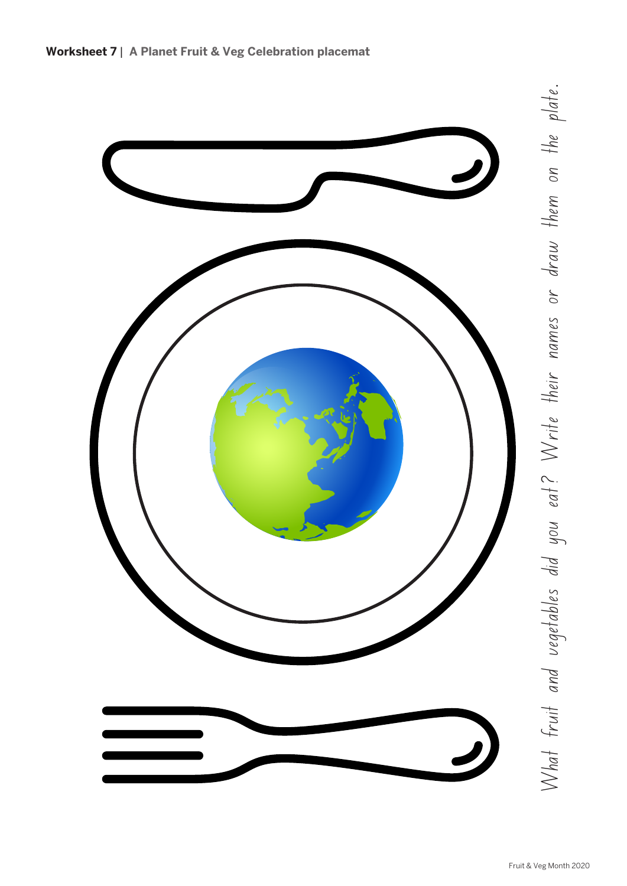**Worksheet 7** | **A Planet Fruit & Veg Celebration placemat**

What fruit and vegetables did you eat? Write their names or draw them on the plate.